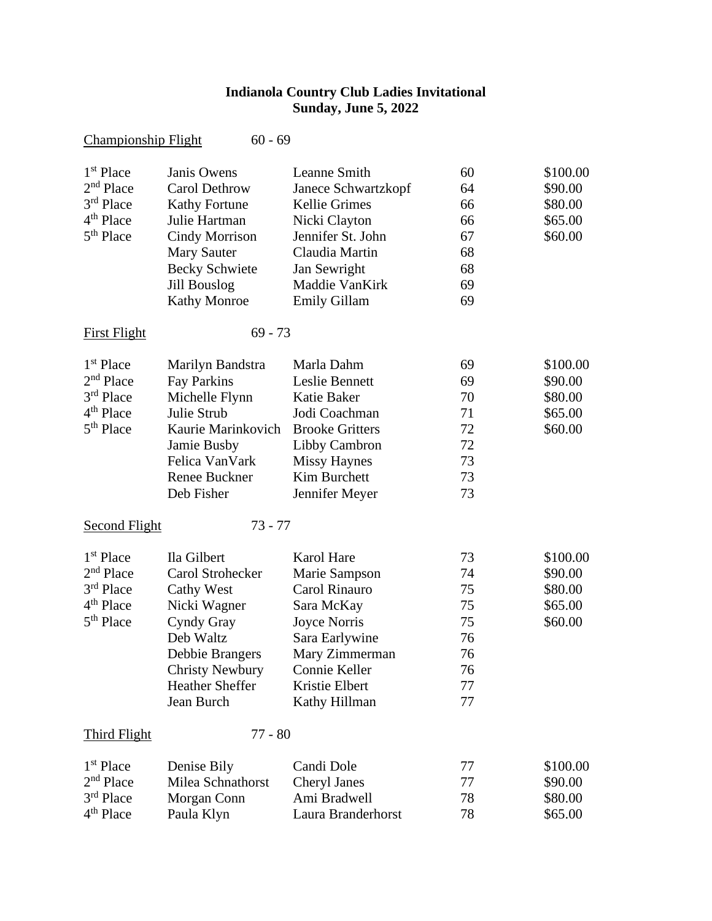# Indianola Country Club Ladies Invitational
## Sunday, June 5, 2022

### Championship Flight 60 - 69

| Place | Player 1 | Player 2 | Score | Prize |
|---|---|---|---|---|
| 1st Place | Janis Owens | Leanne Smith | 60 | $100.00 |
| 2nd Place | Carol Dethrow | Janece Schwartzkopf | 64 | $90.00 |
| 3rd Place | Kathy Fortune | Kellie Grimes | 66 | $80.00 |
| 4th Place | Julie Hartman | Nicki Clayton | 66 | $65.00 |
| 5th Place | Cindy Morrison | Jennifer St. John | 67 | $60.00 |
| | Mary Sauter | Claudia Martin | 68 | |
| | Becky Schwiete | Jan Sewright | 68 | |
| | Jill Bouslog | Maddie VanKirk | 69 | |
| | Kathy Monroe | Emily Gillam | 69 | |

### First Flight 69 - 73

| Place | Player 1 | Player 2 | Score | Prize |
|---|---|---|---|---|
| 1st Place | Marilyn Bandstra | Marla Dahm | 69 | $100.00 |
| 2nd Place | Fay Parkins | Leslie Bennett | 69 | $90.00 |
| 3rd Place | Michelle Flynn | Katie Baker | 70 | $80.00 |
| 4th Place | Julie Strub | Jodi Coachman | 71 | $65.00 |
| 5th Place | Kaurie Marinkovich | Brooke Gritters | 72 | $60.00 |
| | Jamie Busby | Libby Cambron | 72 | |
| | Felica VanVark | Missy Haynes | 73 | |
| | Renee Buckner | Kim Burchett | 73 | |
| | Deb Fisher | Jennifer Meyer | 73 | |

### Second Flight 73 - 77

| Place | Player 1 | Player 2 | Score | Prize |
|---|---|---|---|---|
| 1st Place | Ila Gilbert | Karol Hare | 73 | $100.00 |
| 2nd Place | Carol Strohecker | Marie Sampson | 74 | $90.00 |
| 3rd Place | Cathy West | Carol Rinauro | 75 | $80.00 |
| 4th Place | Nicki Wagner | Sara McKay | 75 | $65.00 |
| 5th Place | Cyndy Gray | Joyce Norris | 75 | $60.00 |
| | Deb Waltz | Sara Earlywine | 76 | |
| | Debbie Brangers | Mary Zimmerman | 76 | |
| | Christy Newbury | Connie Keller | 76 | |
| | Heather Sheffer | Kristie Elbert | 77 | |
| | Jean Burch | Kathy Hillman | 77 | |

### Third Flight 77 - 80

| Place | Player 1 | Player 2 | Score | Prize |
|---|---|---|---|---|
| 1st Place | Denise Bily | Candi Dole | 77 | $100.00 |
| 2nd Place | Milea Schnathorst | Cheryl Janes | 77 | $90.00 |
| 3rd Place | Morgan Conn | Ami Bradwell | 78 | $80.00 |
| 4th Place | Paula Klyn | Laura Branderhorst | 78 | $65.00 |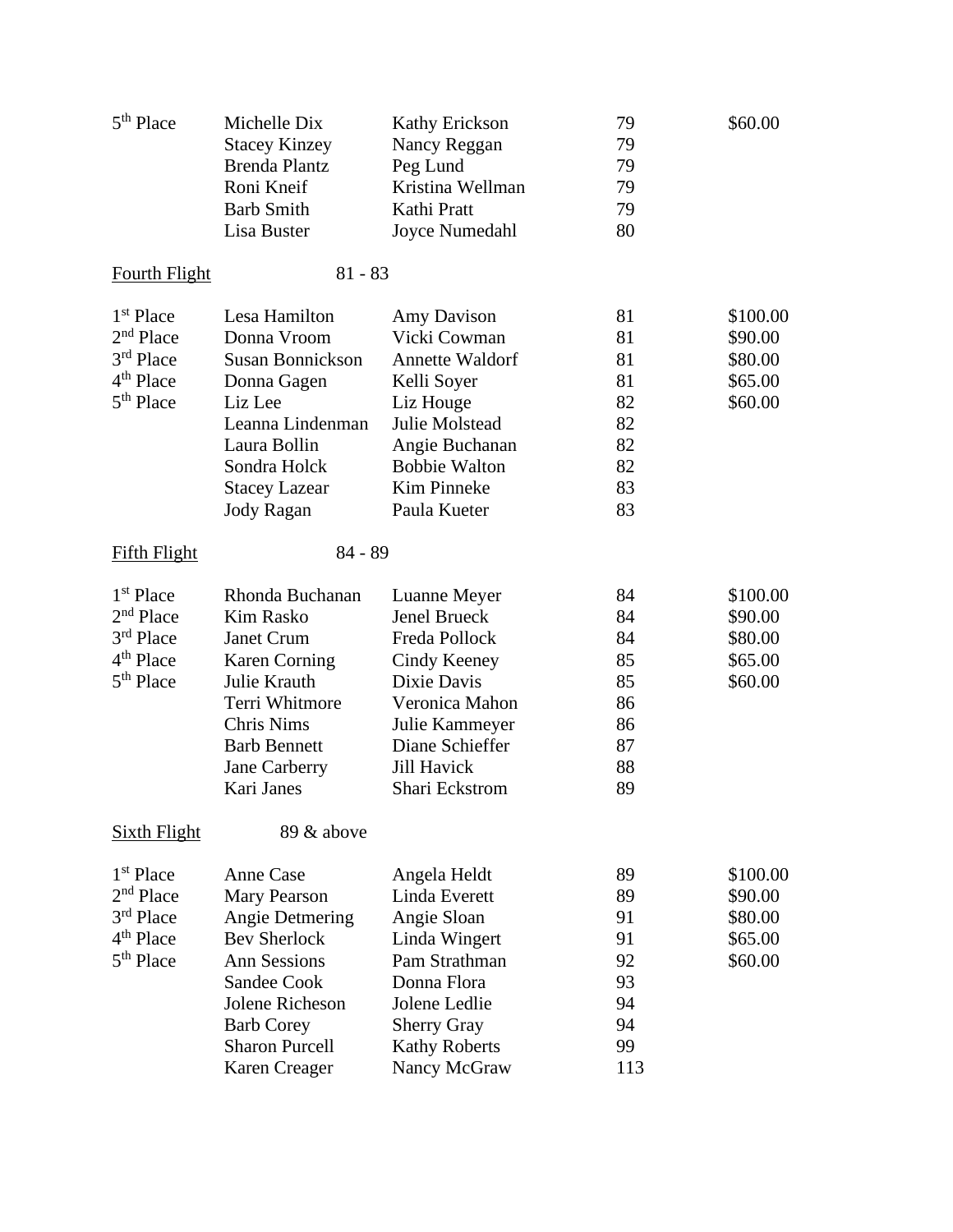| | | | | |
|---|---|---|---|---|
| 5th Place | Michelle Dix | Kathy Erickson | 79 | $60.00 |
| | Stacey Kinzey | Nancy Reggan | 79 | |
| | Brenda Plantz | Peg Lund | 79 | |
| | Roni Kneif | Kristina Wellman | 79 | |
| | Barb Smith | Kathi Pratt | 79 | |
| | Lisa Buster | Joyce Numedahl | 80 | |

<u>Fourth Flight</u> 81 - 83

| | | | | |
|---|---|---|---|---|
| 1st Place | Lesa Hamilton | Amy Davison | 81 | $100.00 |
| 2nd Place | Donna Vroom | Vicki Cowman | 81 | $90.00 |
| 3rd Place | Susan Bonnickson | Annette Waldorf | 81 | $80.00 |
| 4th Place | Donna Gagen | Kelli Soyer | 81 | $65.00 |
| 5th Place | Liz Lee | Liz Houge | 82 | $60.00 |
| | Leanna Lindenman | Julie Molstead | 82 | |
| | Laura Bollin | Angie Buchanan | 82 | |
| | Sondra Holck | Bobbie Walton | 82 | |
| | Stacey Lazear | Kim Pinneke | 83 | |
| | Jody Ragan | Paula Kueter | 83 | |

<u>Fifth Flight</u> 84 - 89

| | | | | |
|---|---|---|---|---|
| 1st Place | Rhonda Buchanan | Luanne Meyer | 84 | $100.00 |
| 2nd Place | Kim Rasko | Jenel Brueck | 84 | $90.00 |
| 3rd Place | Janet Crum | Freda Pollock | 84 | $80.00 |
| 4th Place | Karen Corning | Cindy Keeney | 85 | $65.00 |
| 5th Place | Julie Krauth | Dixie Davis | 85 | $60.00 |
| | Terri Whitmore | Veronica Mahon | 86 | |
| | Chris Nims | Julie Kammeyer | 86 | |
| | Barb Bennett | Diane Schieffer | 87 | |
| | Jane Carberry | Jill Havick | 88 | |
| | Kari Janes | Shari Eckstrom | 89 | |

<u>Sixth Flight</u> 89 & above

| | | | | |
|---|---|---|---|---|
| 1st Place | Anne Case | Angela Heldt | 89 | $100.00 |
| 2nd Place | Mary Pearson | Linda Everett | 89 | $90.00 |
| 3rd Place | Angie Detmering | Angie Sloan | 91 | $80.00 |
| 4th Place | Bev Sherlock | Linda Wingert | 91 | $65.00 |
| 5th Place | Ann Sessions | Pam Strathman | 92 | $60.00 |
| | Sandee Cook | Donna Flora | 93 | |
| | Jolene Richeson | Jolene Ledlie | 94 | |
| | Barb Corey | Sherry Gray | 94 | |
| | Sharon Purcell | Kathy Roberts | 99 | |
| | Karen Creager | Nancy McGraw | 113 | |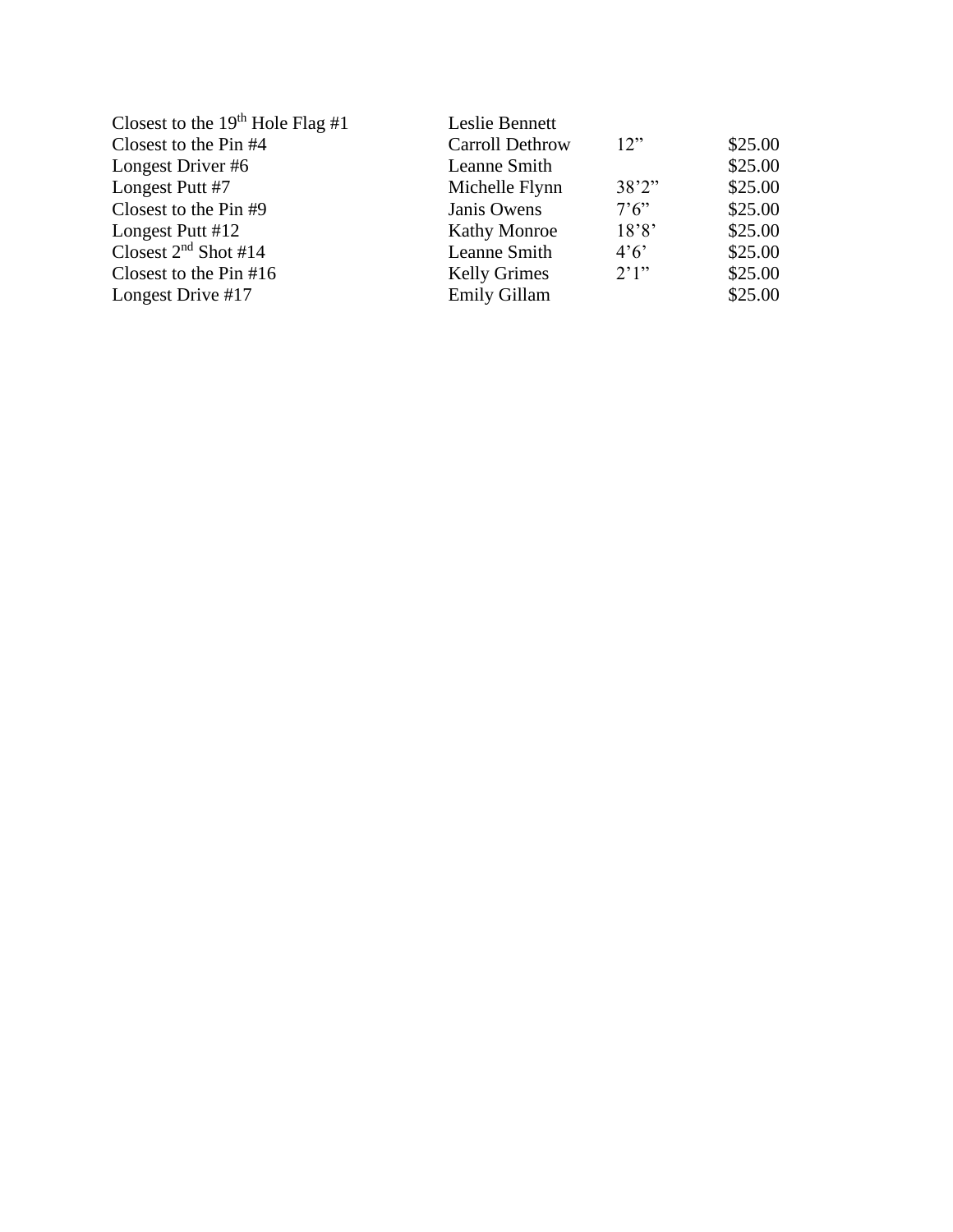| | | | |
|---|---|---|---|
| Closest to the 19th Hole Flag #1 | Leslie Bennett | | |
| Closest to the Pin #4 | Carroll Dethrow | 12” | $25.00 |
| Longest Driver #6 | Leanne Smith | | $25.00 |
| Longest Putt #7 | Michelle Flynn | 38’2” | $25.00 |
| Closest to the Pin #9 | Janis Owens | 7’6” | $25.00 |
| Longest Putt #12 | Kathy Monroe | 18’8’ | $25.00 |
| Closest 2nd Shot #14 | Leanne Smith | 4’6’ | $25.00 |
| Closest to the Pin #16 | Kelly Grimes | 2’1” | $25.00 |
| Longest Drive #17 | Emily Gillam | | $25.00 |